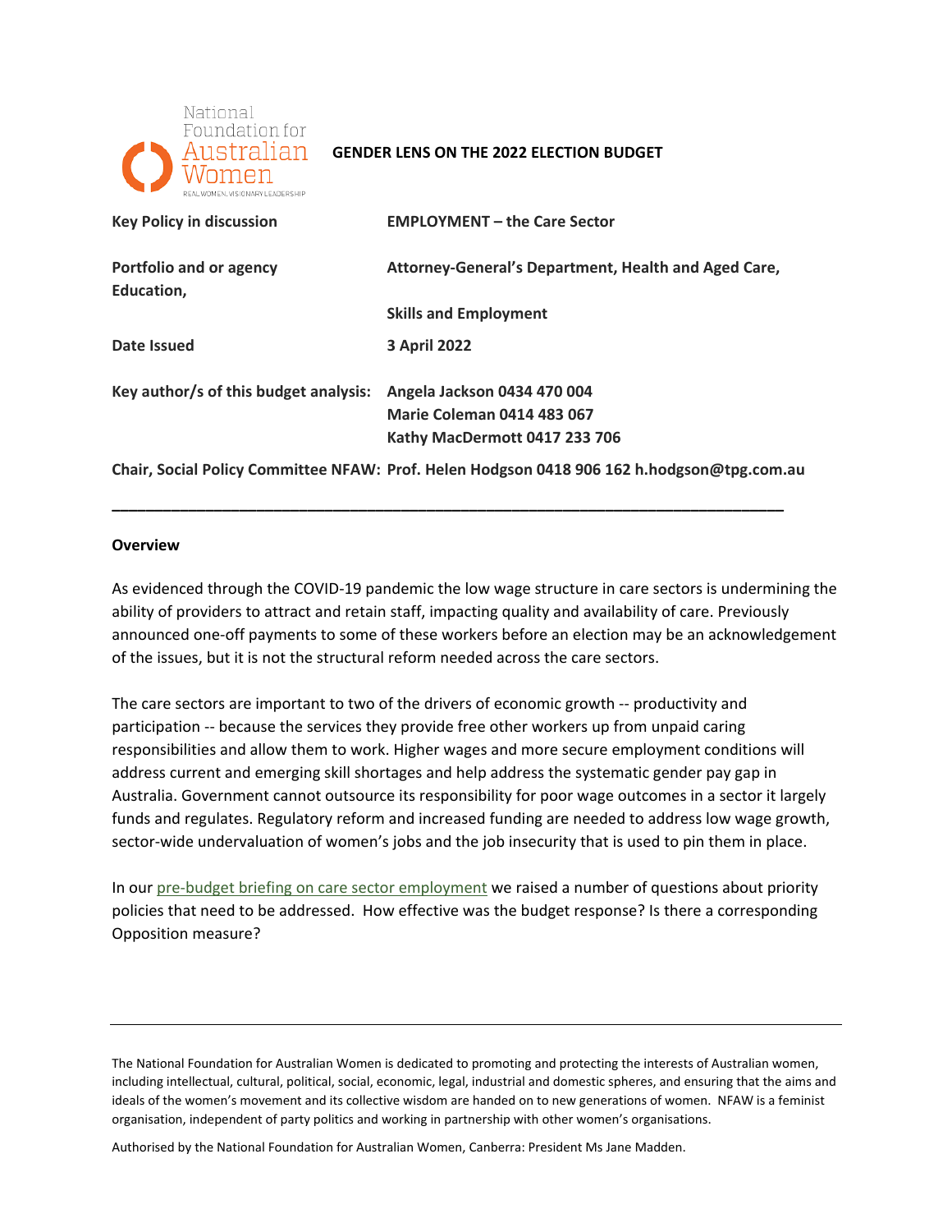National Foundation for Australian Women

REAL WOMEN, VISIONARY LEADERSHIP

**GENDER LENS ON THE 2022 ELECTION BUDGET**

| | |
|---|---|
| **Key Policy in discussion** | **EMPLOYMENT – the Care Sector** |
| **Portfolio and or agency** | **Attorney-General's Department, Health and Aged Care, Education, Skills and Employment** |
| **Date Issued** | **3 April 2022** |
| **Key author/s of this budget analysis:** | **Angela Jackson 0434 470 004**<br>**Marie Coleman 0414 483 067**<br>**Kathy MacDermott 0417 233 706** |
| **Chair, Social Policy Committee NFAW:** | **Prof. Helen Hodgson 0418 906 162 h.hodgson@tpg.com.au** |

---

**Overview**

As evidenced through the COVID-19 pandemic the low wage structure in care sectors is undermining the ability of providers to attract and retain staff, impacting quality and availability of care. Previously announced one-off payments to some of these workers before an election may be an acknowledgement of the issues, but it is not the structural reform needed across the care sectors.

The care sectors are important to two of the drivers of economic growth -- productivity and participation -- because the services they provide free other workers up from unpaid caring responsibilities and allow them to work. Higher wages and more secure employment conditions will address current and emerging skill shortages and help address the systematic gender pay gap in Australia. Government cannot outsource its responsibility for poor wage outcomes in a sector it largely funds and regulates. Regulatory reform and increased funding are needed to address low wage growth, sector-wide undervaluation of women's jobs and the job insecurity that is used to pin them in place.

In our pre-budget briefing on care sector employment we raised a number of questions about priority policies that need to be addressed. How effective was the budget response? Is there a corresponding Opposition measure?

---

The National Foundation for Australian Women is dedicated to promoting and protecting the interests of Australian women, including intellectual, cultural, political, social, economic, legal, industrial and domestic spheres, and ensuring that the aims and ideals of the women's movement and its collective wisdom are handed on to new generations of women. NFAW is a feminist organisation, independent of party politics and working in partnership with other women's organisations.

Authorised by the National Foundation for Australian Women, Canberra: President Ms Jane Madden.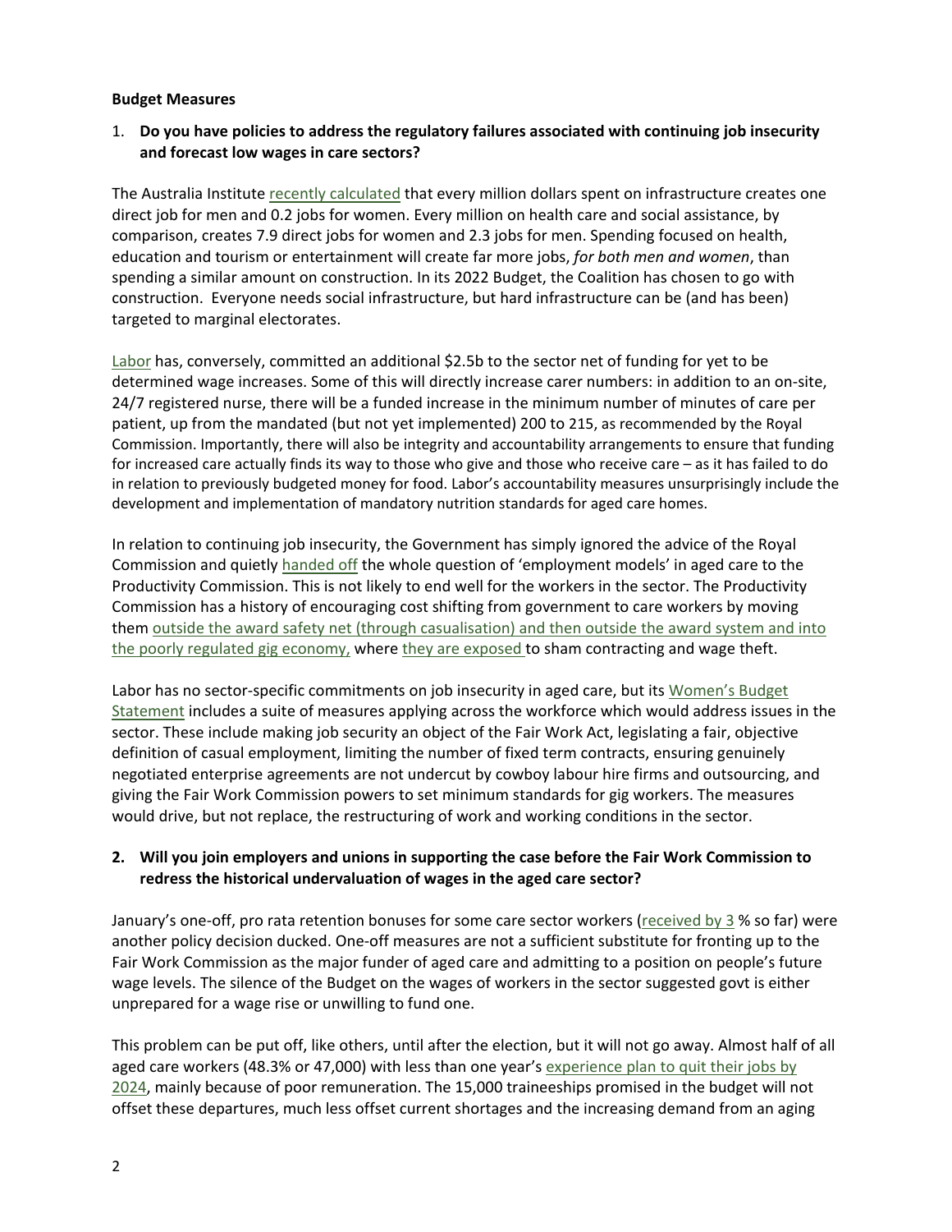**Budget Measures**

1. **Do you have policies to address the regulatory failures associated with continuing job insecurity and forecast low wages in care sectors?**

The Australia Institute recently calculated that every million dollars spent on infrastructure creates one direct job for men and 0.2 jobs for women. Every million on health care and social assistance, by comparison, creates 7.9 direct jobs for women and 2.3 jobs for men. Spending focused on health, education and tourism or entertainment will create far more jobs, *for both men and women*, than spending a similar amount on construction. In its 2022 Budget, the Coalition has chosen to go with construction. Everyone needs social infrastructure, but hard infrastructure can be (and has been) targeted to marginal electorates.

Labor has, conversely, committed an additional $2.5b to the sector net of funding for yet to be determined wage increases. Some of this will directly increase carer numbers: in addition to an on-site, 24/7 registered nurse, there will be a funded increase in the minimum number of minutes of care per patient, up from the mandated (but not yet implemented) 200 to 215, as recommended by the Royal Commission. Importantly, there will also be integrity and accountability arrangements to ensure that funding for increased care actually finds its way to those who give and those who receive care – as it has failed to do in relation to previously budgeted money for food. Labor's accountability measures unsurprisingly include the development and implementation of mandatory nutrition standards for aged care homes.

In relation to continuing job insecurity, the Government has simply ignored the advice of the Royal Commission and quietly handed off the whole question of 'employment models' in aged care to the Productivity Commission. This is not likely to end well for the workers in the sector. The Productivity Commission has a history of encouraging cost shifting from government to care workers by moving them outside the award safety net (through casualisation) and then outside the award system and into the poorly regulated gig economy, where they are exposed to sham contracting and wage theft.

Labor has no sector-specific commitments on job insecurity in aged care, but its Women's Budget Statement includes a suite of measures applying across the workforce which would address issues in the sector. These include making job security an object of the Fair Work Act, legislating a fair, objective definition of casual employment, limiting the number of fixed term contracts, ensuring genuinely negotiated enterprise agreements are not undercut by cowboy labour hire firms and outsourcing, and giving the Fair Work Commission powers to set minimum standards for gig workers. The measures would drive, but not replace, the restructuring of work and working conditions in the sector.

2. **Will you join employers and unions in supporting the case before the Fair Work Commission to redress the historical undervaluation of wages in the aged care sector?**

January's one-off, pro rata retention bonuses for some care sector workers (received by 3 % so far) were another policy decision ducked. One-off measures are not a sufficient substitute for fronting up to the Fair Work Commission as the major funder of aged care and admitting to a position on people's future wage levels. The silence of the Budget on the wages of workers in the sector suggested govt is either unprepared for a wage rise or unwilling to fund one.

This problem can be put off, like others, until after the election, but it will not go away. Almost half of all aged care workers (48.3% or 47,000) with less than one year's experience plan to quit their jobs by 2024, mainly because of poor remuneration. The 15,000 traineeships promised in the budget will not offset these departures, much less offset current shortages and the increasing demand from an aging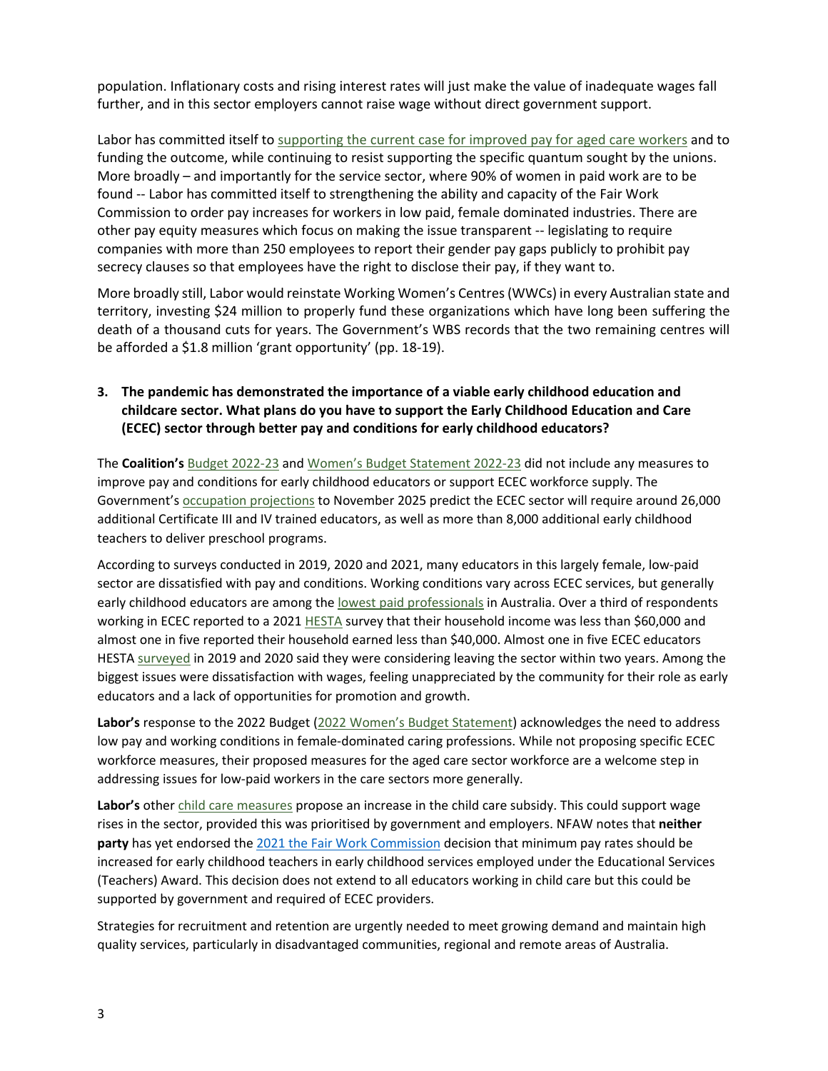population. Inflationary costs and rising interest rates will just make the value of inadequate wages fall further, and in this sector employers cannot raise wage without direct government support.

Labor has committed itself to supporting the current case for improved pay for aged care workers and to funding the outcome, while continuing to resist supporting the specific quantum sought by the unions. More broadly – and importantly for the service sector, where 90% of women in paid work are to be found -- Labor has committed itself to strengthening the ability and capacity of the Fair Work Commission to order pay increases for workers in low paid, female dominated industries. There are other pay equity measures which focus on making the issue transparent -- legislating to require companies with more than 250 employees to report their gender pay gaps publicly to prohibit pay secrecy clauses so that employees have the right to disclose their pay, if they want to.

More broadly still, Labor would reinstate Working Women's Centres (WWCs) in every Australian state and territory, investing $24 million to properly fund these organizations which have long been suffering the death of a thousand cuts for years. The Government's WBS records that the two remaining centres will be afforded a $1.8 million 'grant opportunity' (pp. 18-19).

### 3. The pandemic has demonstrated the importance of a viable early childhood education and childcare sector. What plans do you have to support the Early Childhood Education and Care (ECEC) sector through better pay and conditions for early childhood educators?

The **Coalition's** Budget 2022-23 and Women's Budget Statement 2022-23 did not include any measures to improve pay and conditions for early childhood educators or support ECEC workforce supply. The Government's occupation projections to November 2025 predict the ECEC sector will require around 26,000 additional Certificate III and IV trained educators, as well as more than 8,000 additional early childhood teachers to deliver preschool programs.

According to surveys conducted in 2019, 2020 and 2021, many educators in this largely female, low-paid sector are dissatisfied with pay and conditions. Working conditions vary across ECEC services, but generally early childhood educators are among the lowest paid professionals in Australia. Over a third of respondents working in ECEC reported to a 2021 HESTA survey that their household income was less than $60,000 and almost one in five reported their household earned less than $40,000. Almost one in five ECEC educators HESTA surveyed in 2019 and 2020 said they were considering leaving the sector within two years. Among the biggest issues were dissatisfaction with wages, feeling unappreciated by the community for their role as early educators and a lack of opportunities for promotion and growth.

**Labor's** response to the 2022 Budget (2022 Women's Budget Statement) acknowledges the need to address low pay and working conditions in female-dominated caring professions. While not proposing specific ECEC workforce measures, their proposed measures for the aged care sector workforce are a welcome step in addressing issues for low-paid workers in the care sectors more generally.

**Labor's** other child care measures propose an increase in the child care subsidy. This could support wage rises in the sector, provided this was prioritised by government and employers. NFAW notes that **neither party** has yet endorsed the 2021 the Fair Work Commission decision that minimum pay rates should be increased for early childhood teachers in early childhood services employed under the Educational Services (Teachers) Award. This decision does not extend to all educators working in child care but this could be supported by government and required of ECEC providers.

Strategies for recruitment and retention are urgently needed to meet growing demand and maintain high quality services, particularly in disadvantaged communities, regional and remote areas of Australia.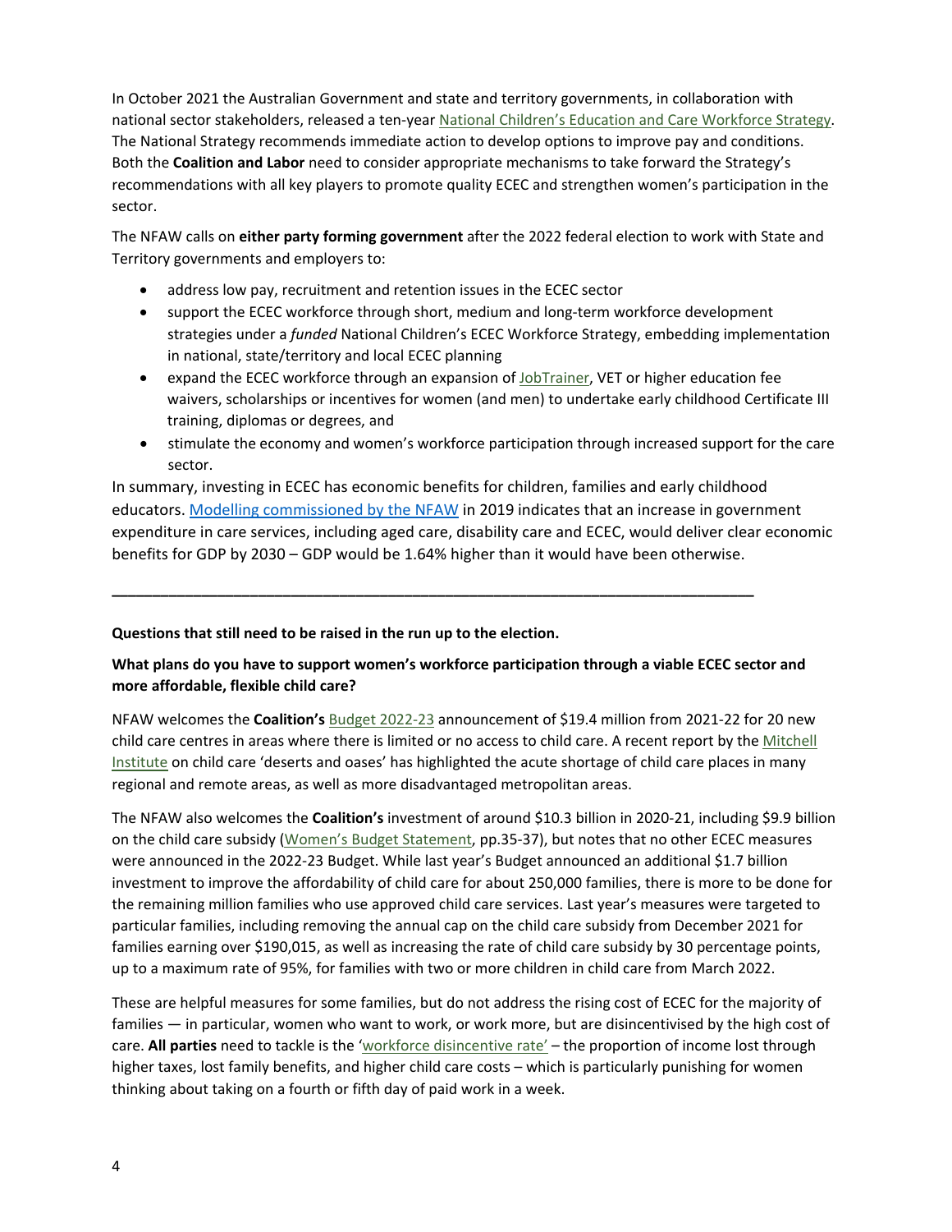In October 2021 the Australian Government and state and territory governments, in collaboration with national sector stakeholders, released a ten-year National Children's Education and Care Workforce Strategy. The National Strategy recommends immediate action to develop options to improve pay and conditions. Both the **Coalition and Labor** need to consider appropriate mechanisms to take forward the Strategy's recommendations with all key players to promote quality ECEC and strengthen women's participation in the sector.

The NFAW calls on **either party forming government** after the 2022 federal election to work with State and Territory governments and employers to:

- address low pay, recruitment and retention issues in the ECEC sector
- support the ECEC workforce through short, medium and long-term workforce development strategies under a *funded* National Children's ECEC Workforce Strategy, embedding implementation in national, state/territory and local ECEC planning
- expand the ECEC workforce through an expansion of JobTrainer, VET or higher education fee waivers, scholarships or incentives for women (and men) to undertake early childhood Certificate III training, diplomas or degrees, and
- stimulate the economy and women's workforce participation through increased support for the care sector.

In summary, investing in ECEC has economic benefits for children, families and early childhood educators. Modelling commissioned by the NFAW in 2019 indicates that an increase in government expenditure in care services, including aged care, disability care and ECEC, would deliver clear economic benefits for GDP by 2030 – GDP would be 1.64% higher than it would have been otherwise.

---

**Questions that still need to be raised in the run up to the election.**

**What plans do you have to support women's workforce participation through a viable ECEC sector and more affordable, flexible child care?**

NFAW welcomes the **Coalition's** Budget 2022-23 announcement of $19.4 million from 2021-22 for 20 new child care centres in areas where there is limited or no access to child care. A recent report by the Mitchell Institute on child care 'deserts and oases' has highlighted the acute shortage of child care places in many regional and remote areas, as well as more disadvantaged metropolitan areas.

The NFAW also welcomes the **Coalition's** investment of around $10.3 billion in 2020-21, including $9.9 billion on the child care subsidy (Women's Budget Statement, pp.35-37), but notes that no other ECEC measures were announced in the 2022-23 Budget. While last year's Budget announced an additional $1.7 billion investment to improve the affordability of child care for about 250,000 families, there is more to be done for the remaining million families who use approved child care services. Last year's measures were targeted to particular families, including removing the annual cap on the child care subsidy from December 2021 for families earning over $190,015, as well as increasing the rate of child care subsidy by 30 percentage points, up to a maximum rate of 95%, for families with two or more children in child care from March 2022.

These are helpful measures for some families, but do not address the rising cost of ECEC for the majority of families — in particular, women who want to work, or work more, but are disincentivised by the high cost of care. **All parties** need to tackle is the 'workforce disincentive rate' – the proportion of income lost through higher taxes, lost family benefits, and higher child care costs – which is particularly punishing for women thinking about taking on a fourth or fifth day of paid work in a week.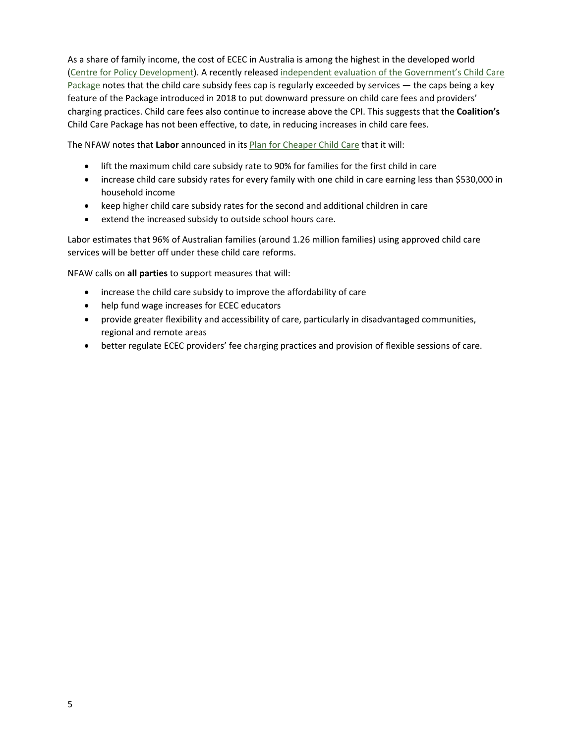As a share of family income, the cost of ECEC in Australia is among the highest in the developed world (Centre for Policy Development). A recently released independent evaluation of the Government's Child Care Package notes that the child care subsidy fees cap is regularly exceeded by services — the caps being a key feature of the Package introduced in 2018 to put downward pressure on child care fees and providers' charging practices. Child care fees also continue to increase above the CPI. This suggests that the **Coalition's** Child Care Package has not been effective, to date, in reducing increases in child care fees.

The NFAW notes that **Labor** announced in its Plan for Cheaper Child Care that it will:

- lift the maximum child care subsidy rate to 90% for families for the first child in care
- increase child care subsidy rates for every family with one child in care earning less than $530,000 in household income
- keep higher child care subsidy rates for the second and additional children in care
- extend the increased subsidy to outside school hours care.

Labor estimates that 96% of Australian families (around 1.26 million families) using approved child care services will be better off under these child care reforms.

NFAW calls on **all parties** to support measures that will:

- increase the child care subsidy to improve the affordability of care
- help fund wage increases for ECEC educators
- provide greater flexibility and accessibility of care, particularly in disadvantaged communities, regional and remote areas
- better regulate ECEC providers' fee charging practices and provision of flexible sessions of care.